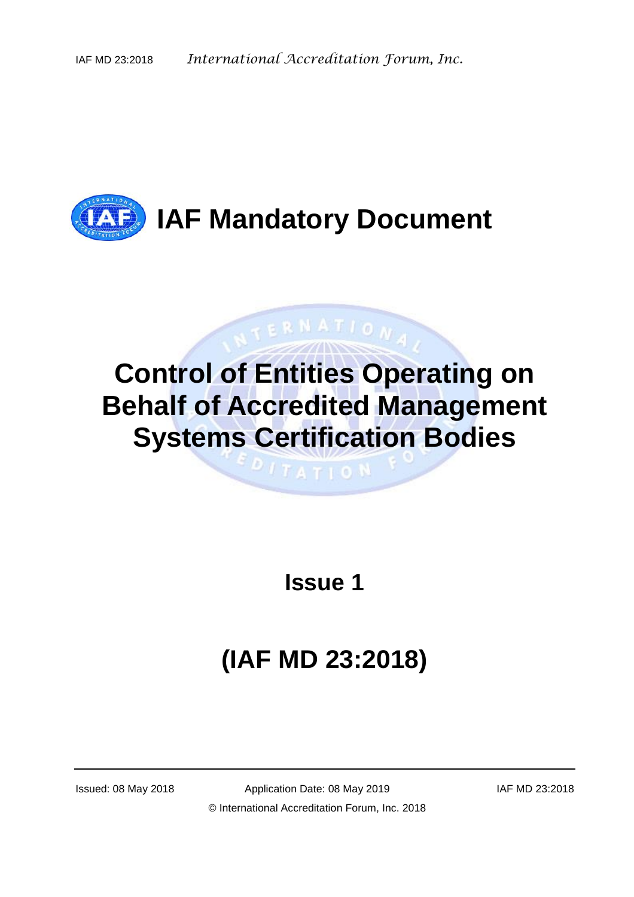# IAF Mandatory Document

# Control of Entities Operating on Behalf of Accredited Management Systems Certification Bodies

## Issue 1

## (IAF MD 23:2018)

Issued: 08 May 2018 | Application Date: 08 May 2019 | IAF MD 23:2018

© International Accreditation Forum, Inc. 2018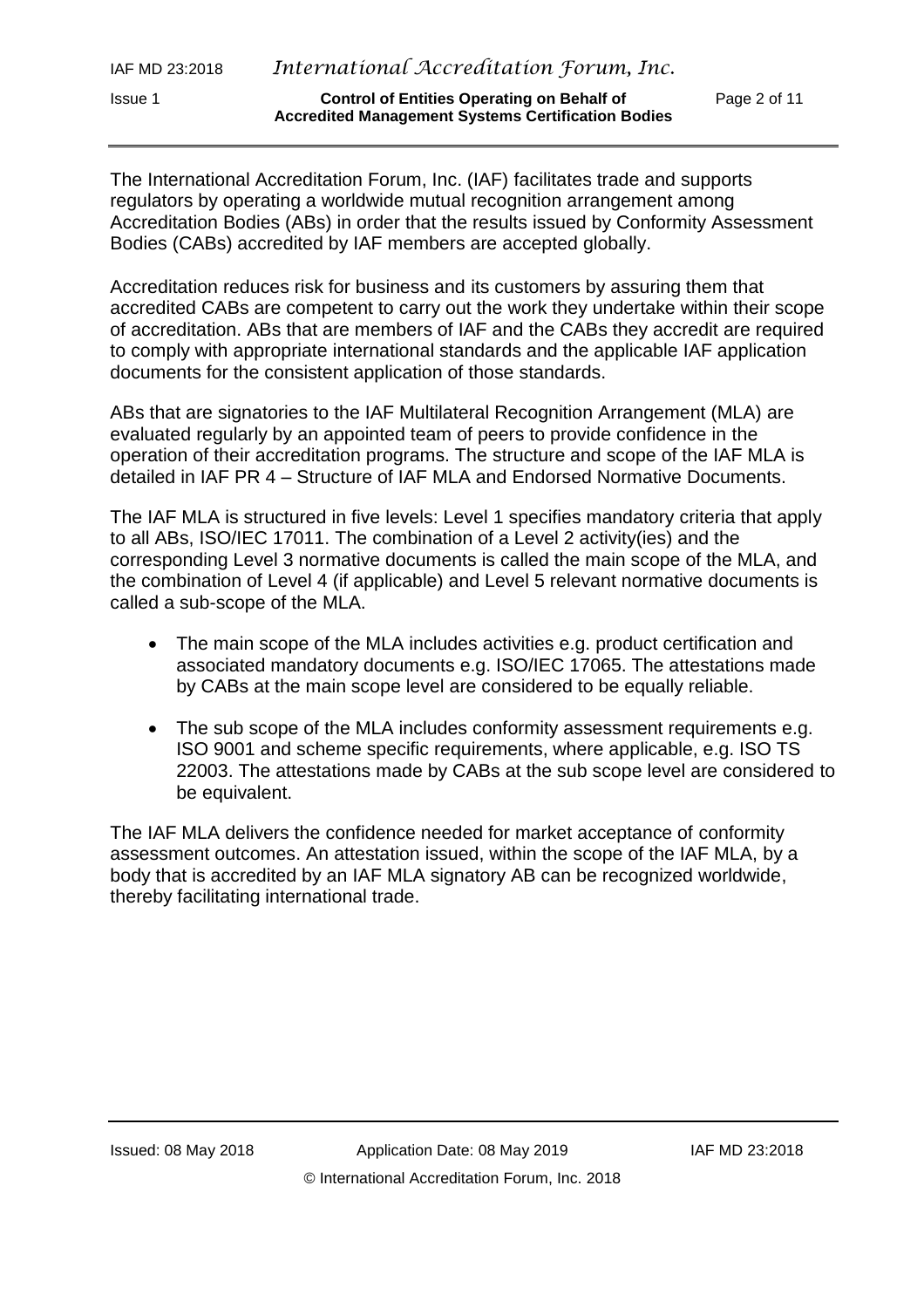The International Accreditation Forum, Inc. (IAF) facilitates trade and supports regulators by operating a worldwide mutual recognition arrangement among Accreditation Bodies (ABs) in order that the results issued by Conformity Assessment Bodies (CABs) accredited by IAF members are accepted globally.

Accreditation reduces risk for business and its customers by assuring them that accredited CABs are competent to carry out the work they undertake within their scope of accreditation. ABs that are members of IAF and the CABs they accredit are required to comply with appropriate international standards and the applicable IAF application documents for the consistent application of those standards.

ABs that are signatories to the IAF Multilateral Recognition Arrangement (MLA) are evaluated regularly by an appointed team of peers to provide confidence in the operation of their accreditation programs. The structure and scope of the IAF MLA is detailed in IAF PR 4 – Structure of IAF MLA and Endorsed Normative Documents.

The IAF MLA is structured in five levels: Level 1 specifies mandatory criteria that apply to all ABs, ISO/IEC 17011. The combination of a Level 2 activity(ies) and the corresponding Level 3 normative documents is called the main scope of the MLA, and the combination of Level 4 (if applicable) and Level 5 relevant normative documents is called a sub-scope of the MLA.

- The main scope of the MLA includes activities e.g. product certification and associated mandatory documents e.g. ISO/IEC 17065. The attestations made by CABs at the main scope level are considered to be equally reliable.
- The sub scope of the MLA includes conformity assessment requirements e.g. ISO 9001 and scheme specific requirements, where applicable, e.g. ISO TS 22003. The attestations made by CABs at the sub scope level are considered to be equivalent.

The IAF MLA delivers the confidence needed for market acceptance of conformity assessment outcomes. An attestation issued, within the scope of the IAF MLA, by a body that is accredited by an IAF MLA signatory AB can be recognized worldwide, thereby facilitating international trade.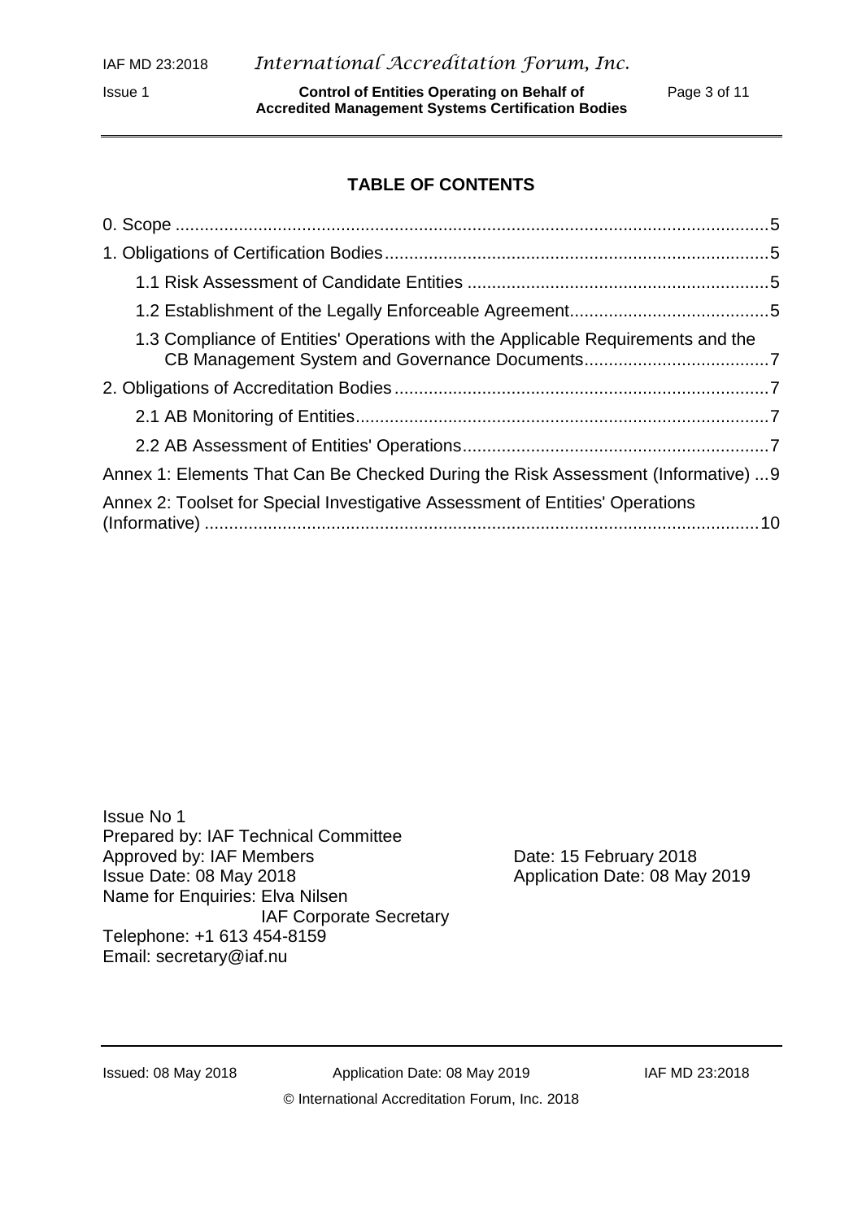**TABLE OF CONTENTS**

0. Scope .....5
1. Obligations of Certification Bodies .....5
   - 1.1 Risk Assessment of Candidate Entities .....5
   - 1.2 Establishment of the Legally Enforceable Agreement .....5
   - 1.3 Compliance of Entities' Operations with the Applicable Requirements and the CB Management System and Governance Documents .....7
2. Obligations of Accreditation Bodies .....7
   - 2.1 AB Monitoring of Entities .....7
   - 2.2 AB Assessment of Entities' Operations .....7

Annex 1: Elements That Can Be Checked During the Risk Assessment (Informative) ...9

Annex 2: Toolset for Special Investigative Assessment of Entities' Operations (Informative) .....10

Issue No 1
Prepared by: IAF Technical Committee
Approved by: IAF Members — Date: 15 February 2018
Issue Date: 08 May 2018 — Application Date: 08 May 2019
Name for Enquiries: Elva Nilsen
IAF Corporate Secretary
Telephone: +1 613 454-8159
Email: secretary@iaf.nu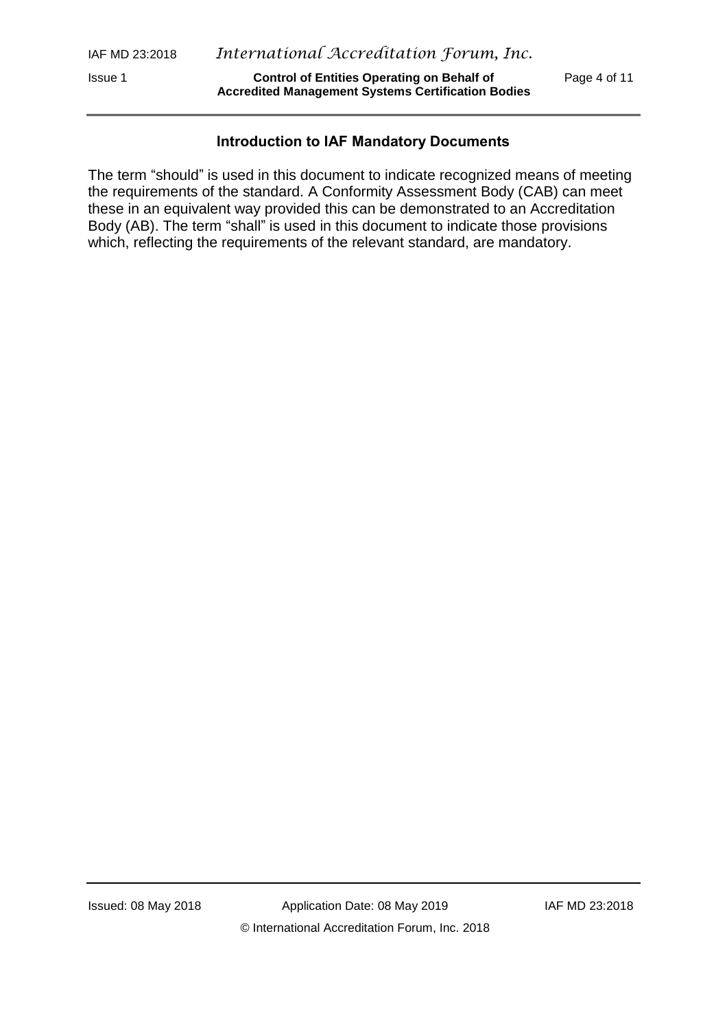## Introduction to IAF Mandatory Documents

The term “should” is used in this document to indicate recognized means of meeting the requirements of the standard. A Conformity Assessment Body (CAB) can meet these in an equivalent way provided this can be demonstrated to an Accreditation Body (AB). The term “shall” is used in this document to indicate those provisions which, reflecting the requirements of the relevant standard, are mandatory.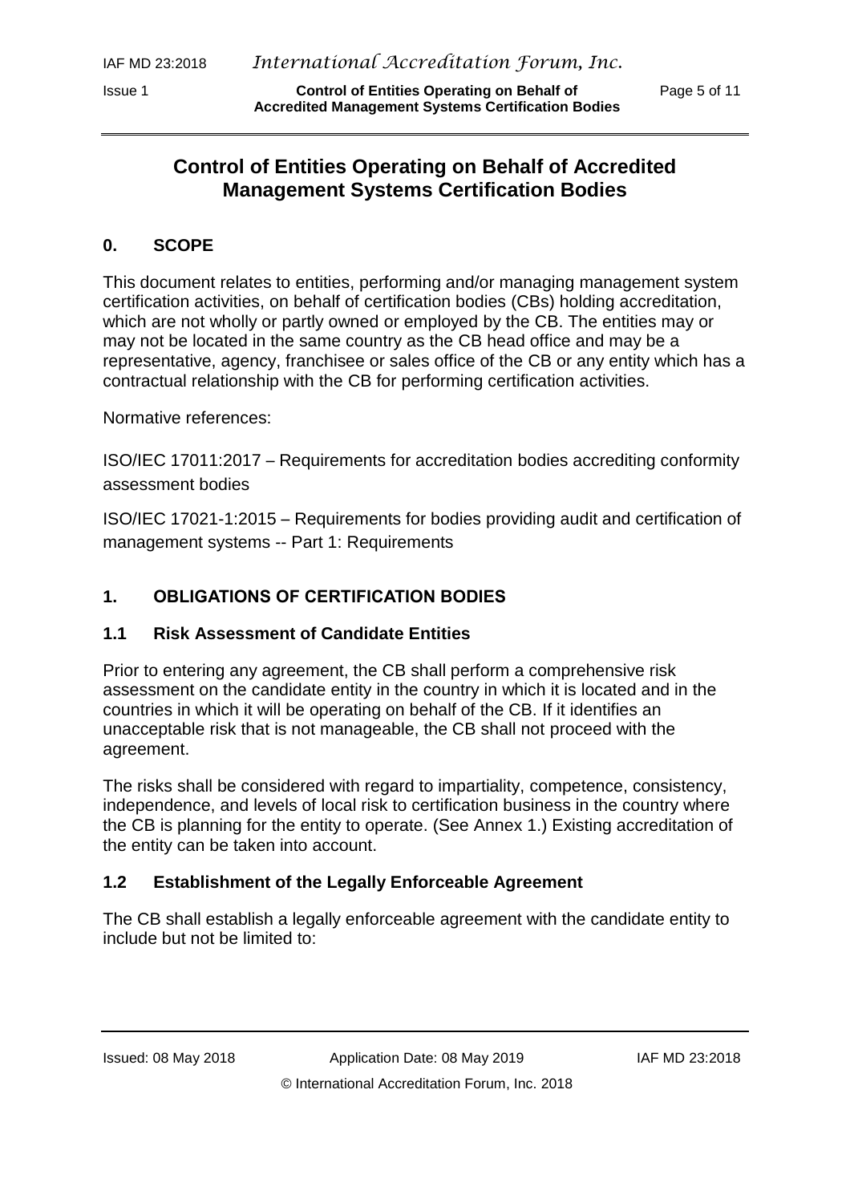# Control of Entities Operating on Behalf of Accredited Management Systems Certification Bodies

## 0. SCOPE

This document relates to entities, performing and/or managing management system certification activities, on behalf of certification bodies (CBs) holding accreditation, which are not wholly or partly owned or employed by the CB. The entities may or may not be located in the same country as the CB head office and may be a representative, agency, franchisee or sales office of the CB or any entity which has a contractual relationship with the CB for performing certification activities.

Normative references:

ISO/IEC 17011:2017 – Requirements for accreditation bodies accrediting conformity assessment bodies

ISO/IEC 17021-1:2015 – Requirements for bodies providing audit and certification of management systems -- Part 1: Requirements

## 1. OBLIGATIONS OF CERTIFICATION BODIES

### 1.1 Risk Assessment of Candidate Entities

Prior to entering any agreement, the CB shall perform a comprehensive risk assessment on the candidate entity in the country in which it is located and in the countries in which it will be operating on behalf of the CB. If it identifies an unacceptable risk that is not manageable, the CB shall not proceed with the agreement.

The risks shall be considered with regard to impartiality, competence, consistency, independence, and levels of local risk to certification business in the country where the CB is planning for the entity to operate. (See Annex 1.) Existing accreditation of the entity can be taken into account.

### 1.2 Establishment of the Legally Enforceable Agreement

The CB shall establish a legally enforceable agreement with the candidate entity to include but not be limited to: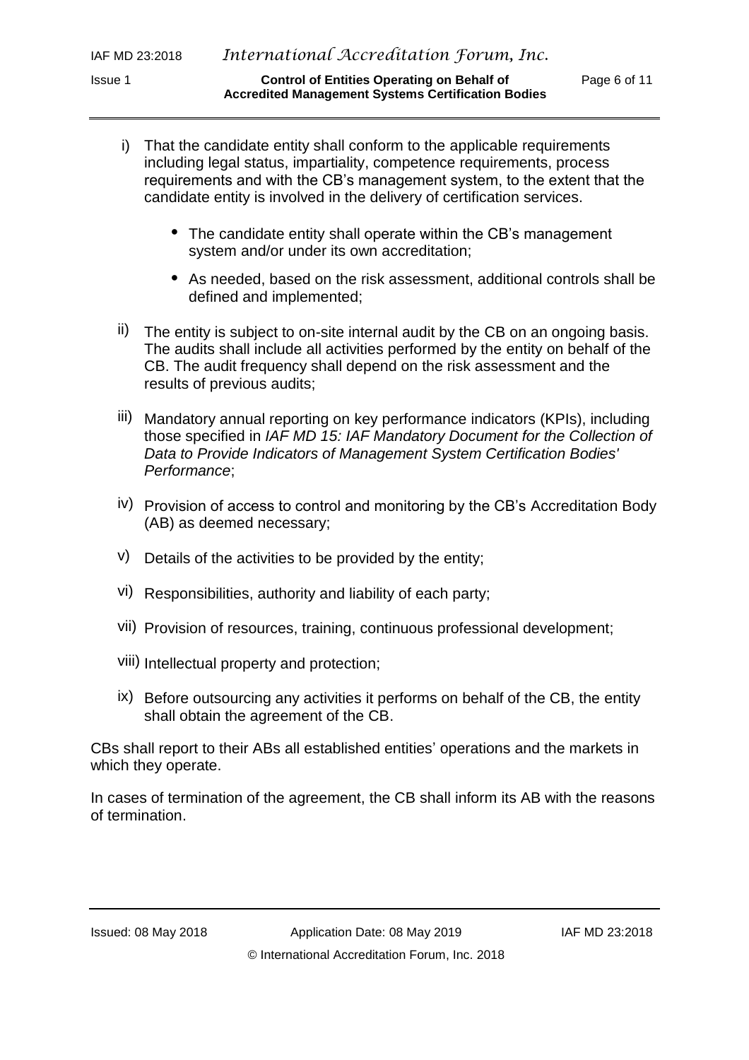i) That the candidate entity shall conform to the applicable requirements including legal status, impartiality, competence requirements, process requirements and with the CB's management system, to the extent that the candidate entity is involved in the delivery of certification services.

   - The candidate entity shall operate within the CB's management system and/or under its own accreditation;
   - As needed, based on the risk assessment, additional controls shall be defined and implemented;

ii) The entity is subject to on-site internal audit by the CB on an ongoing basis. The audits shall include all activities performed by the entity on behalf of the CB. The audit frequency shall depend on the risk assessment and the results of previous audits;

iii) Mandatory annual reporting on key performance indicators (KPIs), including those specified in *IAF MD 15: IAF Mandatory Document for the Collection of Data to Provide Indicators of Management System Certification Bodies' Performance*;

iv) Provision of access to control and monitoring by the CB's Accreditation Body (AB) as deemed necessary;

v) Details of the activities to be provided by the entity;

vi) Responsibilities, authority and liability of each party;

vii) Provision of resources, training, continuous professional development;

viii) Intellectual property and protection;

ix) Before outsourcing any activities it performs on behalf of the CB, the entity shall obtain the agreement of the CB.

CBs shall report to their ABs all established entities' operations and the markets in which they operate.

In cases of termination of the agreement, the CB shall inform its AB with the reasons of termination.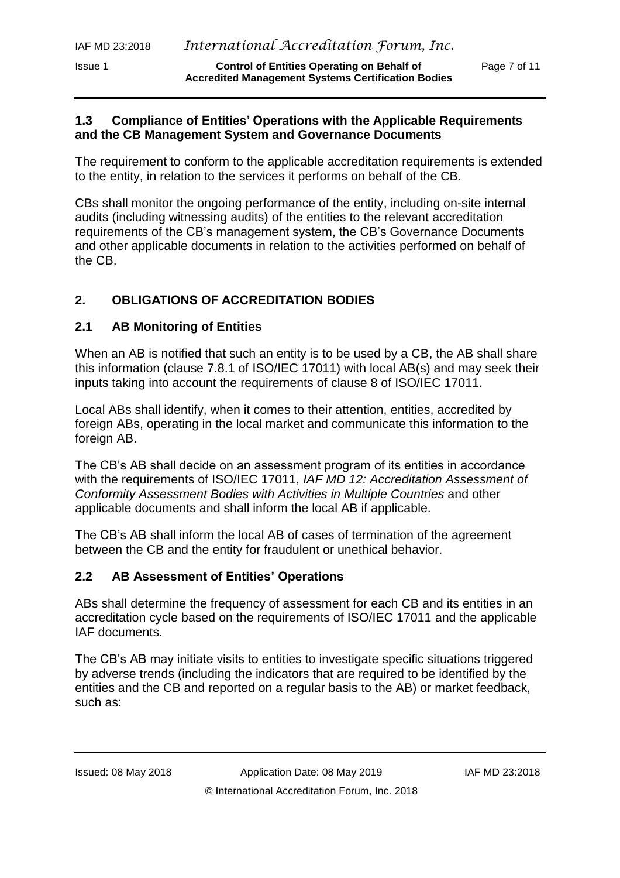### 1.3 Compliance of Entities' Operations with the Applicable Requirements and the CB Management System and Governance Documents

The requirement to conform to the applicable accreditation requirements is extended to the entity, in relation to the services it performs on behalf of the CB.

CBs shall monitor the ongoing performance of the entity, including on-site internal audits (including witnessing audits) of the entities to the relevant accreditation requirements of the CB's management system, the CB's Governance Documents and other applicable documents in relation to the activities performed on behalf of the CB.

## 2. OBLIGATIONS OF ACCREDITATION BODIES

### 2.1 AB Monitoring of Entities

When an AB is notified that such an entity is to be used by a CB, the AB shall share this information (clause 7.8.1 of ISO/IEC 17011) with local AB(s) and may seek their inputs taking into account the requirements of clause 8 of ISO/IEC 17011.

Local ABs shall identify, when it comes to their attention, entities, accredited by foreign ABs, operating in the local market and communicate this information to the foreign AB.

The CB's AB shall decide on an assessment program of its entities in accordance with the requirements of ISO/IEC 17011, *IAF MD 12: Accreditation Assessment of Conformity Assessment Bodies with Activities in Multiple Countries* and other applicable documents and shall inform the local AB if applicable.

The CB's AB shall inform the local AB of cases of termination of the agreement between the CB and the entity for fraudulent or unethical behavior.

### 2.2 AB Assessment of Entities' Operations

ABs shall determine the frequency of assessment for each CB and its entities in an accreditation cycle based on the requirements of ISO/IEC 17011 and the applicable IAF documents.

The CB's AB may initiate visits to entities to investigate specific situations triggered by adverse trends (including the indicators that are required to be identified by the entities and the CB and reported on a regular basis to the AB) or market feedback, such as: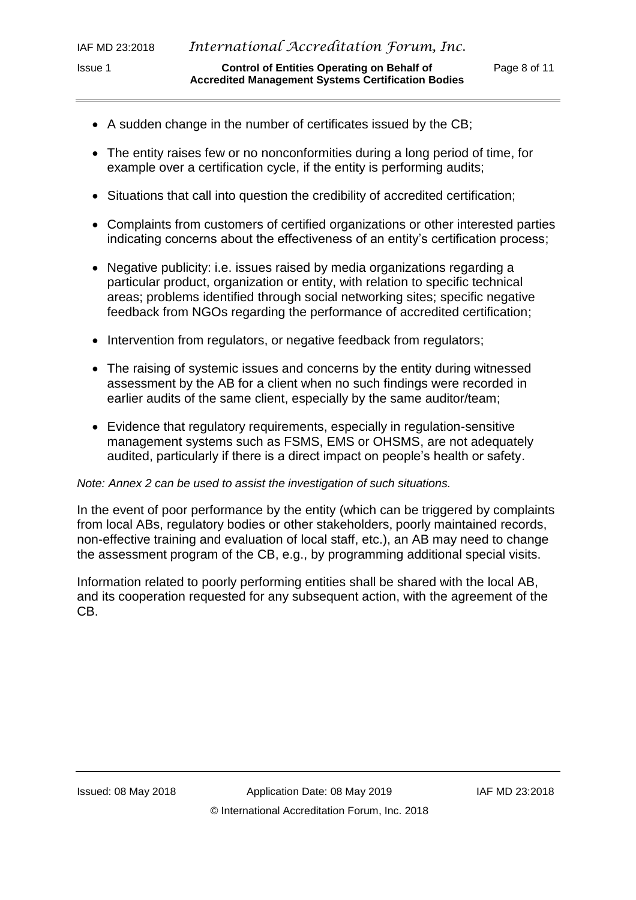- A sudden change in the number of certificates issued by the CB;
- The entity raises few or no nonconformities during a long period of time, for example over a certification cycle, if the entity is performing audits;
- Situations that call into question the credibility of accredited certification;
- Complaints from customers of certified organizations or other interested parties indicating concerns about the effectiveness of an entity's certification process;
- Negative publicity: i.e. issues raised by media organizations regarding a particular product, organization or entity, with relation to specific technical areas; problems identified through social networking sites; specific negative feedback from NGOs regarding the performance of accredited certification;
- Intervention from regulators, or negative feedback from regulators;
- The raising of systemic issues and concerns by the entity during witnessed assessment by the AB for a client when no such findings were recorded in earlier audits of the same client, especially by the same auditor/team;
- Evidence that regulatory requirements, especially in regulation-sensitive management systems such as FSMS, EMS or OHSMS, are not adequately audited, particularly if there is a direct impact on people's health or safety.

*Note: Annex 2 can be used to assist the investigation of such situations.*

In the event of poor performance by the entity (which can be triggered by complaints from local ABs, regulatory bodies or other stakeholders, poorly maintained records, non-effective training and evaluation of local staff, etc.), an AB may need to change the assessment program of the CB, e.g., by programming additional special visits.

Information related to poorly performing entities shall be shared with the local AB, and its cooperation requested for any subsequent action, with the agreement of the CB.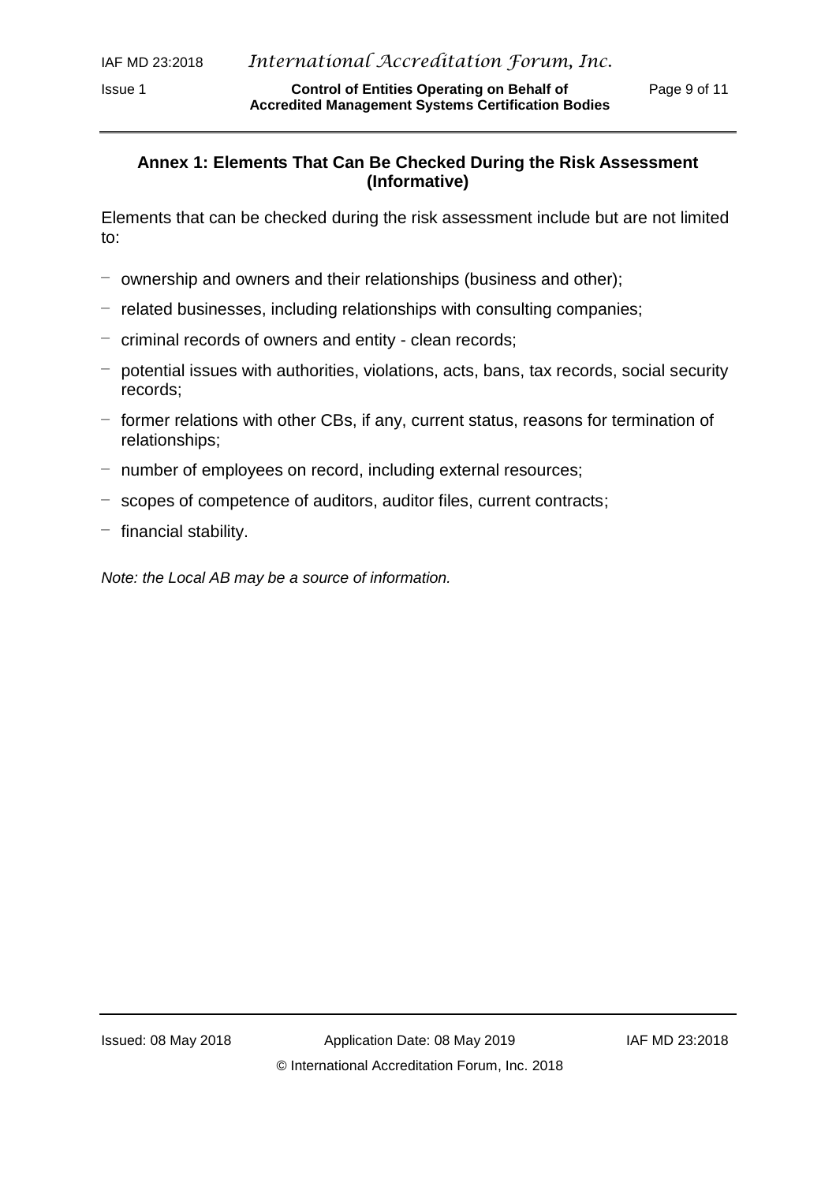## Annex 1: Elements That Can Be Checked During the Risk Assessment (Informative)

Elements that can be checked during the risk assessment include but are not limited to:

- ownership and owners and their relationships (business and other);
- related businesses, including relationships with consulting companies;
- criminal records of owners and entity - clean records;
- potential issues with authorities, violations, acts, bans, tax records, social security records;
- former relations with other CBs, if any, current status, reasons for termination of relationships;
- number of employees on record, including external resources;
- scopes of competence of auditors, auditor files, current contracts;
- financial stability.

*Note: the Local AB may be a source of information.*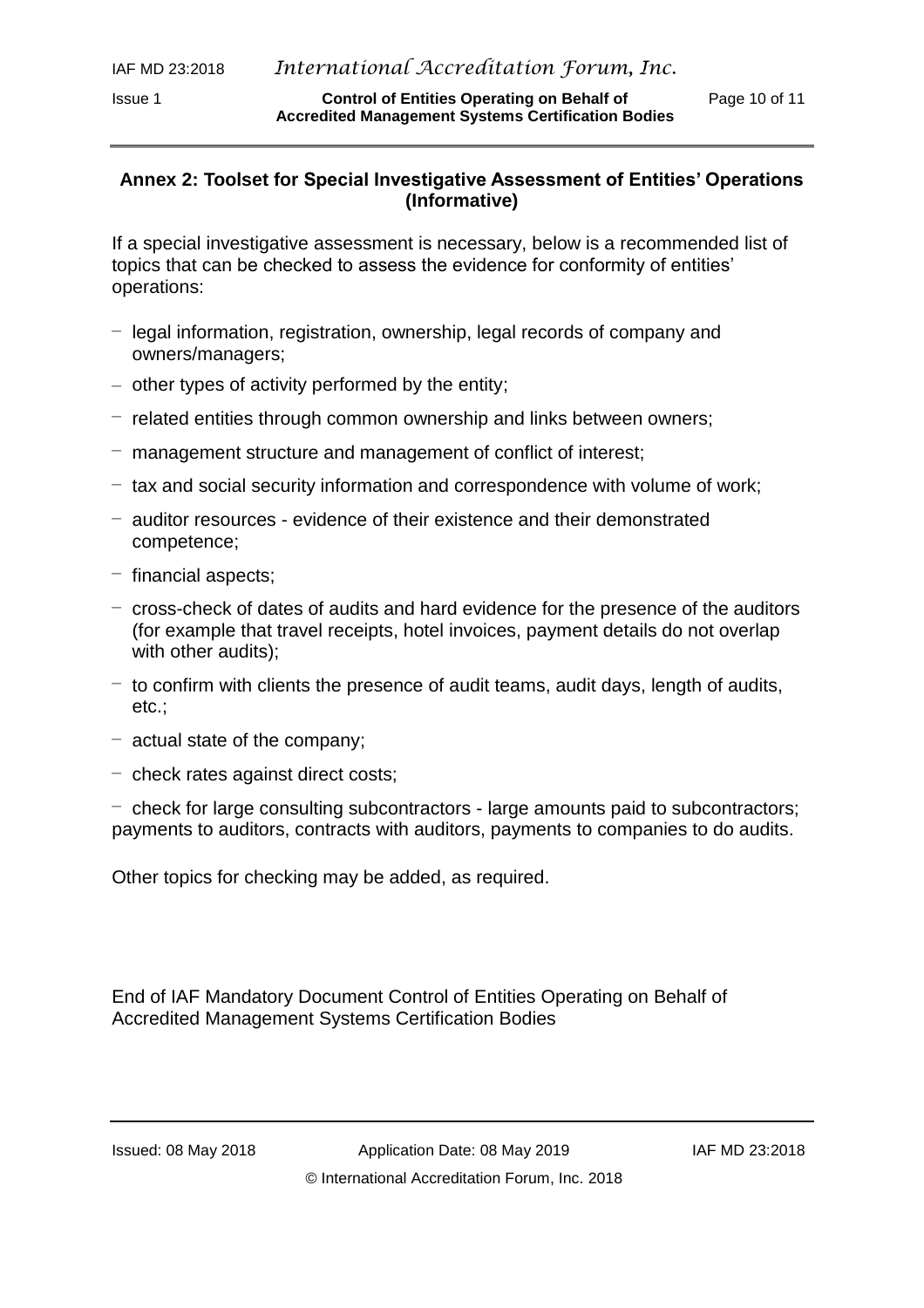## Annex 2: Toolset for Special Investigative Assessment of Entities' Operations (Informative)

If a special investigative assessment is necessary, below is a recommended list of topics that can be checked to assess the evidence for conformity of entities' operations:

- legal information, registration, ownership, legal records of company and owners/managers;
- other types of activity performed by the entity;
- related entities through common ownership and links between owners;
- management structure and management of conflict of interest;
- tax and social security information and correspondence with volume of work;
- auditor resources - evidence of their existence and their demonstrated competence;
- financial aspects;
- cross-check of dates of audits and hard evidence for the presence of the auditors (for example that travel receipts, hotel invoices, payment details do not overlap with other audits);
- to confirm with clients the presence of audit teams, audit days, length of audits, etc.;
- actual state of the company;
- check rates against direct costs;
- check for large consulting subcontractors - large amounts paid to subcontractors; payments to auditors, contracts with auditors, payments to companies to do audits.

Other topics for checking may be added, as required.

End of IAF Mandatory Document Control of Entities Operating on Behalf of Accredited Management Systems Certification Bodies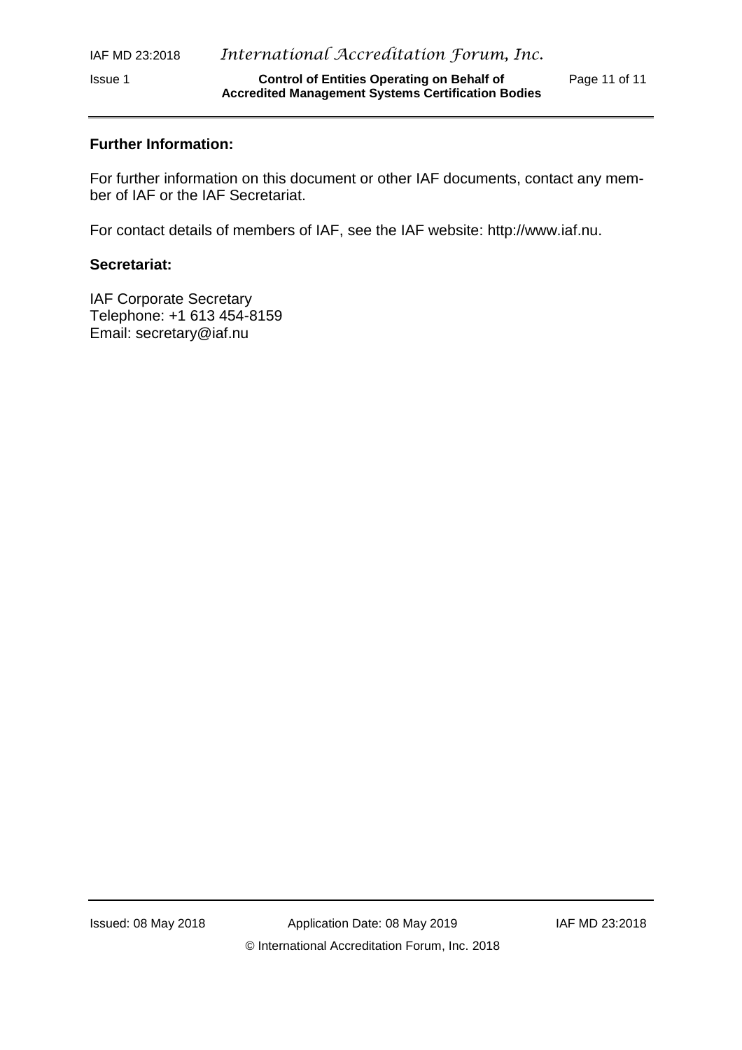**Further Information:**

For further information on this document or other IAF documents, contact any member of IAF or the IAF Secretariat.

For contact details of members of IAF, see the IAF website: http://www.iaf.nu.

**Secretariat:**

IAF Corporate Secretary
Telephone: +1 613 454-8159
Email: secretary@iaf.nu